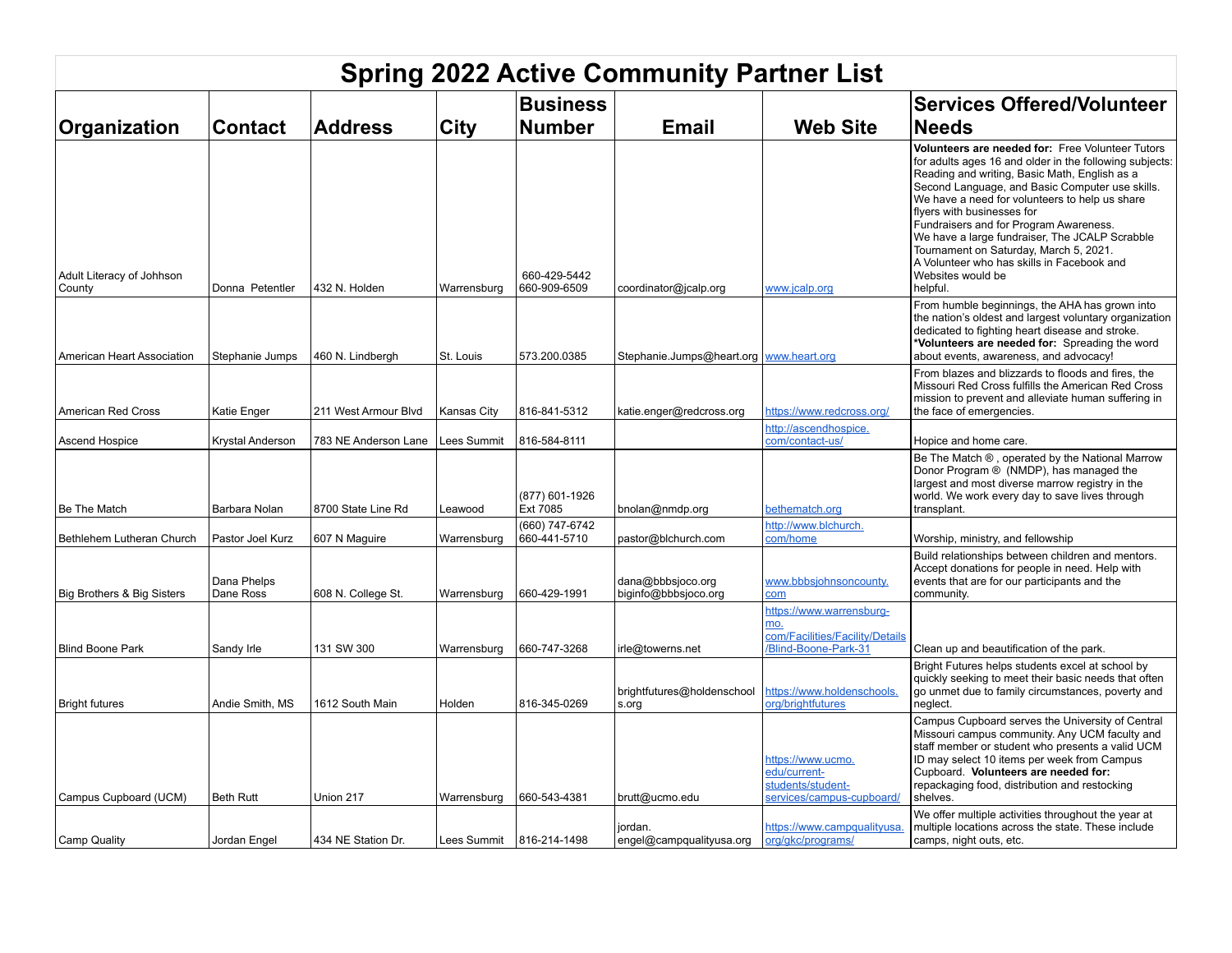# Spring 2022 Active Community Partner List

| Organization | Contact | Address | City | Business Number | Email | Web Site | Services Offered/Volunteer Needs |
|---|---|---|---|---|---|---|---|
| Adult Literacy of Johnson County | Donna Petentler | 432 N. Holden | Warrensburg | 660-429-5442 660-909-6509 | coordinator@jcalp.org | www.jcalp.org | **Volunteers are needed for:** Free Volunteer Tutors for adults ages 16 and older in the following subjects: Reading and writing, Basic Math, English as a Second Language, and Basic Computer use skills. We have a need for volunteers to help us share flyers with businesses for Fundraisers and for Program Awareness. We have a large fundraiser, The JCALP Scrabble Tournament on Saturday, March 5, 2021. A Volunteer who has skills in Facebook and Websites would be helpful. |
| American Heart Association | Stephanie Jumps | 460 N. Lindbergh | St. Louis | 573.200.0385 | Stephanie.Jumps@heart.org | www.heart.org | From humble beginnings, the AHA has grown into the nation's oldest and largest voluntary organization dedicated to fighting heart disease and stroke. ***Volunteers are needed for:** Spreading the word about events, awareness, and advocacy! |
| American Red Cross | Katie Enger | 211 West Armour Blvd | Kansas City | 816-841-5312 | katie.enger@redcross.org | https://www.redcross.org/ | From blazes and blizzards to floods and fires, the Missouri Red Cross fulfills the American Red Cross mission to prevent and alleviate human suffering in the face of emergencies. |
| Ascend Hospice | Krystal Anderson | 783 NE Anderson Lane | Lees Summit | 816-584-8111 | | http://ascendhospice.com/contact-us/ | Hopice and home care. |
| Be The Match | Barbara Nolan | 8700 State Line Rd | Leawood | (877) 601-1926 Ext 7085 | bnolan@nmdp.org | bethematch.org | Be The Match ® , operated by the National Marrow Donor Program ® (NMDP), has managed the largest and most diverse marrow registry in the world. We work every day to save lives through transplant. |
| Bethlehem Lutheran Church | Pastor Joel Kurz | 607 N Maguire | Warrensburg | (660) 747-6742 660-441-5710 | pastor@blchurch.com | http://www.blchurch.com/home | Worship, ministry, and fellowship |
| Big Brothers & Big Sisters | Dana Phelps Dane Ross | 608 N. College St. | Warrensburg | 660-429-1991 | dana@bbbsjoco.org biginfo@bbbsjoco.org | www.bbbsjohnsoncounty.com | Build relationships between children and mentors. Accept donations for people in need. Help with events that are for our participants and the community. |
| Blind Boone Park | Sandy Irle | 131 SW 300 | Warrensburg | 660-747-3268 | irle@towerns.net | https://www.warrensburg-mo.com/Facilities/Facility/Details/Blind-Boone-Park-31 | Clean up and beautification of the park. |
| Bright futures | Andie Smith, MS | 1612 South Main | Holden | 816-345-0269 | brightfutures@holdenschools.org | https://www.holdenschools.org/brightfutures | Bright Futures helps students excel at school by quickly seeking to meet their basic needs that often go unmet due to family circumstances, poverty and neglect. |
| Campus Cupboard (UCM) | Beth Rutt | Union 217 | Warrensburg | 660-543-4381 | brutt@ucmo.edu | https://www.ucmo.edu/current-students/student-services/campus-cupboard/ | Campus Cupboard serves the University of Central Missouri campus community. Any UCM faculty and staff member or student who presents a valid UCM ID may select 10 items per week from Campus Cupboard. **Volunteers are needed for:** repackaging food, distribution and restocking shelves. |
| Camp Quality | Jordan Engel | 434 NE Station Dr. | Lees Summit | 816-214-1498 | jordan.engel@campqualityusa.org | https://www.campqualityusa.org/gkc/programs/ | We offer multiple activities throughout the year at multiple locations across the state. These include camps, night outs, etc. |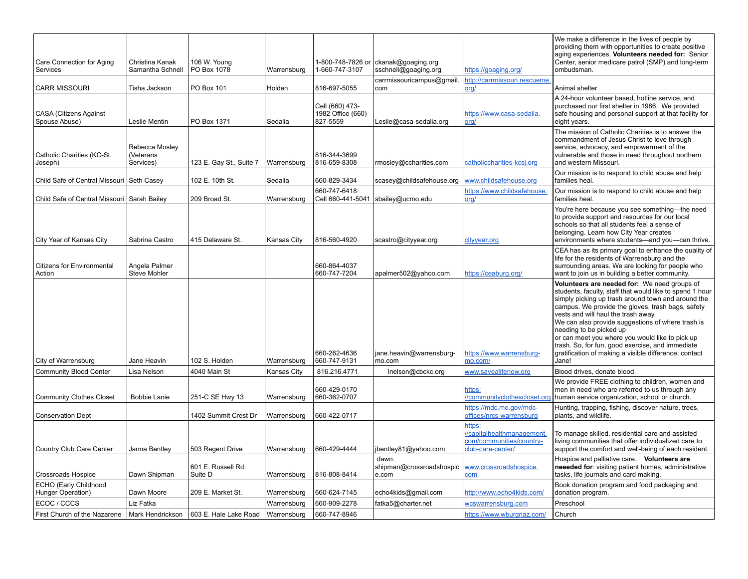| | | | | | | | |
|---|---|---|---|---|---|---|---|
| Care Connection for Aging Services | Christina Kanak Samantha Schnell | 106 W. Young PO Box 1078 | Warrensburg | 1-800-748-7826 or 1-660-747-3107 | ckanak@goaging.org sschnell@goaging.org | https://goaging.org/ | We make a difference in the lives of people by providing them with opportunities to create positive aging experiences. **Volunteers needed for:** Senior Center, senior medicare patrol (SMP) and long-term ombudsman. |
| CARR MISSOURI | Tisha Jackson | PO Box 101 | Holden | 816-697-5055 | carrmissouricampus@gmail.com | http://carrmissouri.rescueme.org/ | Animal shelter |
| CASA (Citizens Against Spouse Abuse) | Leslie Mentin | PO Box 1371 | Sedalia | Cell (660) 473-1982 Office (660) 827-5559 | Leslie@casa-sedalia.org | https://www.casa-sedalia.org/ | A 24-hour volunteer based, hotline service, and purchased our first shelter in 1986. We provided safe housing and personal support at that facility for eight years. |
| Catholic Charities (KC-St. Joseph) | Rebecca Mosley (Veterans Services) | 123 E. Gay St., Suite 7 | Warrensburg | 816-344-3699 816-659-8308 | rmosley@ccharities.com | catholiccharities-kcsj.org | The mission of Catholic Charities is to answer the commandment of Jesus Christ to love through service, advocacy, and empowerment of the vulnerable and those in need throughout northern and western Missouri. |
| Child Safe of Central Missouri | Seth Casey | 102 E. 10th St. | Sedalia | 660-829-3434 | scasey@childsafehouse.org | www.childsafehouse.org | Our mission is to respond to child abuse and help families heal. |
| Child Safe of Central Missouri | Sarah Bailey | 209 Broad St. | Warrensburg | 660-747-6418 Cell 660-441-5041 | sbailey@ucmo.edu | https://www.childsafehouse.org/ | Our mission is to respond to child abuse and help families heal. |
| City Year of Kansas City | Sabrina Castro | 415 Delaware St. | Kansas City | 816-560-4920 | scastro@cityyear.org | cityyear.org | You're here because you see something—the need to provide support and resources for our local schools so that all students feel a sense of belonging. Learn how City Year creates environments where students—and you—can thrive. |
| Citizens for Environmental Action | Angela Palmer Steve Mohler | | | 660-864-4037 660-747-7204 | apalmer502@yahoo.com | https://ceaburg.org/ | CEA has as its primary goal to enhance the quality of life for the residents of Warrensburg and the surrounding areas. We are looking for people who want to join us in building a better community. |
| City of Warrensburg | Jane Heavin | 102 S. Holden | Warrensburg | 660-262-4636 660-747-9131 | jane.heavin@warrensburg-mo.com | https://www.warrensburg-mo.com/ | **Volunteers are needed for:** We need groups of students, faculty, staff that would like to spend 1 hour simply picking up trash around town and around the campus. We provide the gloves, trash bags, safety vests and will haul the trash away. We can also provide suggestions of where trash is needing to be picked up or can meet you where you would like to pick up trash. So, for fun, good exercise, and immediate gratification of making a visible difference, contact Jane! |
| Community Blood Center | Lisa Nelson | 4040 Main St | Kansas City | 816.216.4771 | lnelson@cbckc.org | www.savealifenow.org | Blood drives, donate blood. |
| Community Clothes Closet | Bobbie Lanie | 251-C SE Hwy 13 | Warrensburg | 660-429-0170 660-362-0707 | | https://communityclothescloset.org | We provide FREE clothing to children, women and men in need who are referred to us through any human service organization, school or church. |
| Conservation Dept | | 1402 Summit Crest Dr | Warrensburg | 660-422-0717 | | https://mdc.mo.gov/mdc-offices/nrcs-warrensburg | Hunting, trapping, fishing, discover nature, trees, plants, and wildlife. |
| Country Club Care Center | Janna Bentley | 503 Regent Drive | Warrensburg | 660-429-4444 | jbentley81@yahoo.com | https://capitalhealthmanagement.com/communities/country-club-care-center/ | To manage skilled, residential care and assisted living communities that offer individualized care to support the comfort and well-being of each resident. |
| Crossroads Hospice | Dawn Shipman | 601 E. Russell Rd. Suite D | Warrensburg | 816-808-8414 | dawn.shipman@crossroadshospice.com | www.crossroadshospice.com | Hospice and palliative care. **Volunteers are neeeded for**: visiting patient homes, administrative tasks, life journals and card making. |
| ECHO (Early Childhood Hunger Operation) | Dawn Moore | 209 E. Market St. | Warrensburg | 660-624-7145 | echo4kids@gmail.com | http://www.echo4kids.com/ | Book donation program and food packaging and donation program. |
| ECOC / CCCS | Liz Fatka | | Warrensburg | 660-909-2278 | fatka5@charter.net | wcswarrensburg.com | Preschool |
| First Church of the Nazarene | Mark Hendrickson | 603 E. Hale Lake Road | Warrensburg | 660-747-8946 | | https://www.wburgnaz.com/ | Church |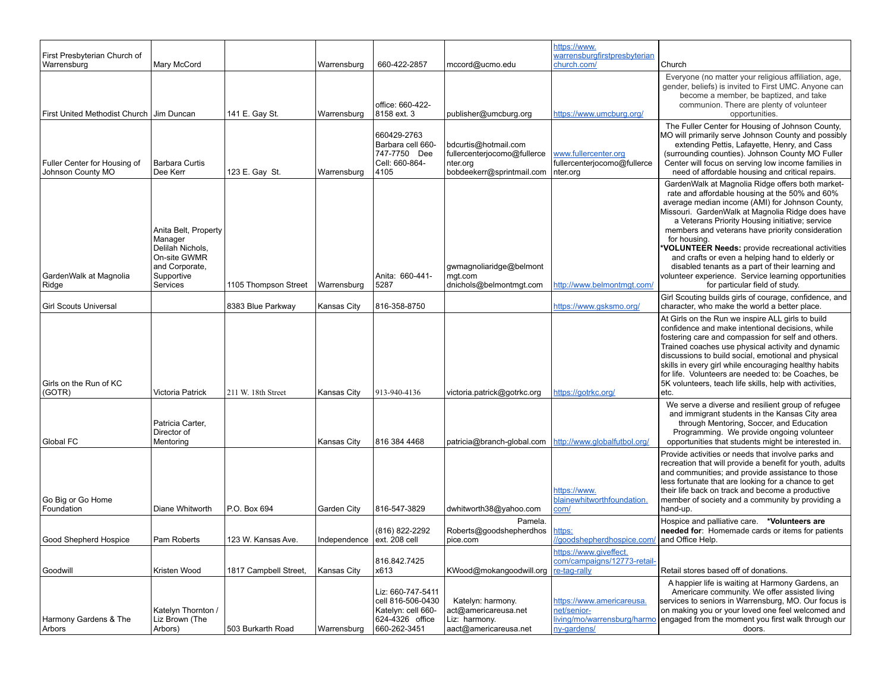| | | | | | | | |
|---|---|---|---|---|---|---|---|
| First Presbyterian Church of Warrensburg | Mary McCord | | Warrensburg | 660-422-2857 | mccord@ucmo.edu | https://www.warrensburgfirstpresbyterianchurch.com/ | Church |
| First United Methodist Church | Jim Duncan | 141 E. Gay St. | Warrensburg | office: 660-422-8158 ext. 3 | publisher@umcburg.org | https://www.umcburg.org/ | Everyone (no matter your religious affiliation, age, gender, beliefs) is invited to First UMC. Anyone can become a member, be baptized, and take communion. There are plenty of volunteer opportunities. |
| Fuller Center for Housing of Johnson County MO | Barbara Curtis Dee Kerr | 123 E. Gay St. | Warrensburg | 660429-2763 Barbara cell 660-747-7750 Dee Cell: 660-864-4105 | bdcurtis@hotmail.com fullercenterjocomo@fullercenter.org bobdeekerr@sprintmail.com | www.fullercenter.org fullercenterjocomo@fullercenter.org | The Fuller Center for Housing of Johnson County, MO will primarily serve Johnson County and possibly extending Pettis, Lafayette, Henry, and Cass (surrounding counties). Johnson County MO Fuller Center will focus on serving low income families in need of affordable housing and critical repairs. |
| GardenWalk at Magnolia Ridge | Anita Belt, Property Manager Delilah Nichols, On-site GWMR and Corporate, Supportive Services | 1105 Thompson Street | Warrensburg | Anita: 660-441-5287 | gwmagnoliaridge@belmontmgt.com dnichols@belmontmgt.com | http://www.belmontmgt.com/ | GardenWalk at Magnolia Ridge offers both market-rate and affordable housing at the 50% and 60% average median income (AMI) for Johnson County, Missouri. GardenWalk at Magnolia Ridge does have a Veterans Priority Housing initiative; service members and veterans have priority consideration for housing. *VOLUNTEER Needs:* provide recreational activities and crafts or even a helping hand to elderly or disabled tenants as a part of their learning and volunteer experience. Service learning opportunities for particular field of study. |
| Girl Scouts Universal | | 8383 Blue Parkway | Kansas City | 816-358-8750 | | https://www.gsksmo.org/ | Girl Scouting builds girls of courage, confidence, and character, who make the world a better place. |
| Girls on the Run of KC (GOTR) | Victoria Patrick | 211 W. 18th Street | Kansas City | 913-940-4136 | victoria.patrick@gotrkc.org | https://gotrkc.org/ | At Girls on the Run we inspire ALL girls to build confidence and make intentional decisions, while fostering care and compassion for self and others. Trained coaches use physical activity and dynamic discussions to build social, emotional and physical skills in every girl while encouraging healthy habits for life. Volunteers are needed to: be Coaches, be 5K volunteers, teach life skills, help with activities, etc. |
| Global FC | Patricia Carter, Director of Mentoring | | Kansas City | 816 384 4468 | patricia@branch-global.com | http://www.globalfutbol.org/ | We serve a diverse and resilient group of refugee and immigrant students in the Kansas City area through Mentoring, Soccer, and Education Programming. We provide ongoing volunteer opportunities that students might be interested in. |
| Go Big or Go Home Foundation | Diane Whitworth | P.O. Box 694 | Garden City | 816-547-3829 | dwhitworth38@yahoo.com | https://www.blainewhitworthfoundation.com/ | Provide activities or needs that involve parks and recreation that will provide a benefit for youth, adults and communities; and provide assistance to those less fortunate that are looking for a chance to get their life back on track and become a productive member of society and a community by providing a hand-up. |
| Good Shepherd Hospice | Pam Roberts | 123 W. Kansas Ave. | Independence | (816) 822-2292 ext. 208 cell | Pamela.Roberts@goodshepherdhospice.com | https://goodshepherdhospice.com/ | Hospice and palliative care. **\*Volunteers are needed for**: Homemade cards or items for patients and Office Help. |
| Goodwill | Kristen Wood | 1817 Campbell Street, | Kansas City | 816.842.7425 x613 | KWood@mokangoodwill.org | https://www.giveffect.com/campaigns/12773-retail-re-tag-rally | Retail stores based off of donations. |
| Harmony Gardens & The Arbors | Katelyn Thornton / Liz Brown (The Arbors) | 503 Burkarth Road | Warrensburg | Liz: 660-747-5411 cell 816-506-0430 Katelyn: cell 660-624-4326 office 660-262-3451 | Katelyn: harmony.act@americareusa.net Liz: harmony.aact@americareusa.net | https://www.americareusa.net/senior-living/mo/warrensburg/harmony-gardens/ | A happier life is waiting at Harmony Gardens, an Americare community. We offer assisted living services to seniors in Warrensburg, MO. Our focus is on making you or your loved one feel welcomed and engaged from the moment you first walk through our doors. |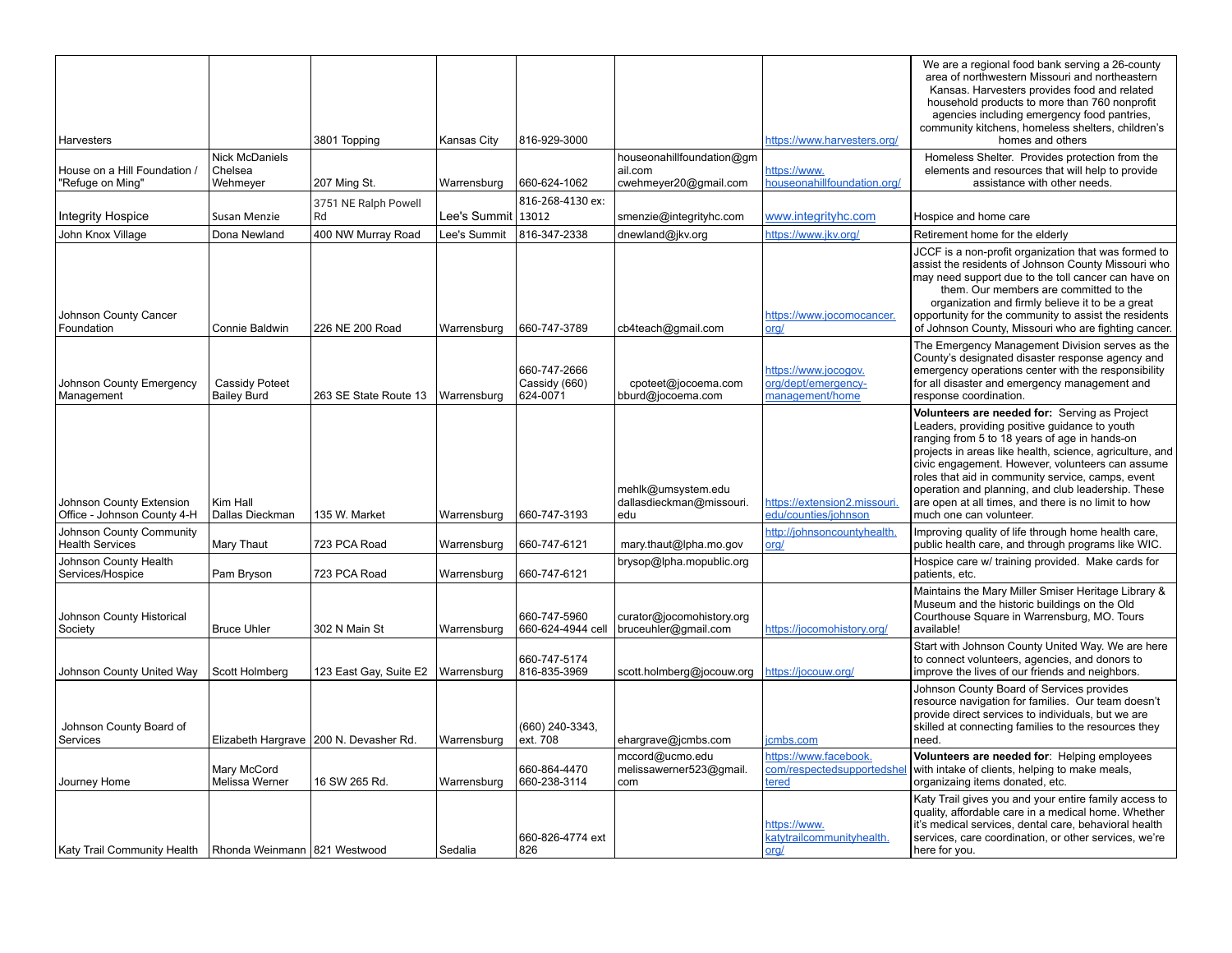| | | | | | | | |
|---|---|---|---|---|---|---|---|
| Harvesters | | 3801 Topping | Kansas City | 816-929-3000 | | https://www.harvesters.org/ | We are a regional food bank serving a 26-county area of northwestern Missouri and northeastern Kansas. Harvesters provides food and related household products to more than 760 nonprofit agencies including emergency food pantries, community kitchens, homeless shelters, children's homes and others |
| House on a Hill Foundation / "Refuge on Ming" | Nick McDaniels Chelsea Wehmeyer | 207 Ming St. | Warrensburg | 660-624-1062 | houseonahillfoundation@gmail.com cwehmeyer20@gmail.com | https://www.houseonahillfoundation.org/ | Homeless Shelter. Provides protection from the elements and resources that will help to provide assistance with other needs. |
| Integrity Hospice | Susan Menzie | 3751 NE Ralph Powell Rd | Lee's Summit | 816-268-4130 ex: 13012 | smenzie@integrityhc.com | www.integrityhc.com | Hospice and home care |
| John Knox Village | Dona Newland | 400 NW Murray Road | Lee's Summit | 816-347-2338 | dnewland@jkv.org | https://www.jkv.org/ | Retirement home for the elderly |
| Johnson County Cancer Foundation | Connie Baldwin | 226 NE 200 Road | Warrensburg | 660-747-3789 | cb4teach@gmail.com | https://www.jocomocancer.org/ | JCCF is a non-profit organization that was formed to assist the residents of Johnson County Missouri who may need support due to the toll cancer can have on them. Our members are committed to the organization and firmly believe it to be a great opportunity for the community to assist the residents of Johnson County, Missouri who are fighting cancer. |
| Johnson County Emergency Management | Cassidy Poteet Bailey Burd | 263 SE State Route 13 | Warrensburg | 660-747-2666 Cassidy (660) 624-0071 | cpoteet@jocoema.com bburd@jocoema.com | https://www.jocogov.org/dept/emergency-management/home | The Emergency Management Division serves as the County's designated disaster response agency and emergency operations center with the responsibility for all disaster and emergency management and response coordination. |
| Johnson County Extension Office - Johnson County 4-H | Kim Hall Dallas Dieckman | 135 W. Market | Warrensburg | 660-747-3193 | mehlk@umsystem.edu dallasdieckman@missouri.edu | https://extension2.missouri.edu/counties/johnson | **Volunteers are needed for:** Serving as Project Leaders, providing positive guidance to youth ranging from 5 to 18 years of age in hands-on projects in areas like health, science, agriculture, and civic engagement. However, volunteers can assume roles that aid in community service, camps, event operation and planning, and club leadership. These are open at all times, and there is no limit to how much one can volunteer. |
| Johnson County Community Health Services | Mary Thaut | 723 PCA Road | Warrensburg | 660-747-6121 | mary.thaut@lpha.mo.gov | http://johnsoncountyhealth.org/ | Improving quality of life through home health care, public health care, and through programs like WIC. |
| Johnson County Health Services/Hospice | Pam Bryson | 723 PCA Road | Warrensburg | 660-747-6121 | brysop@lpha.mopublic.org | | Hospice care w/ training provided. Make cards for patients, etc. |
| Johnson County Historical Society | Bruce Uhler | 302 N Main St | Warrensburg | 660-747-5960 660-624-4944 cell | curator@jocomohistory.org bruceuhler@gmail.com | https://jocomohistory.org/ | Maintains the Mary Miller Smiser Heritage Library & Museum and the historic buildings on the Old Courthouse Square in Warrensburg, MO. Tours available! |
| Johnson County United Way | Scott Holmberg | 123 East Gay, Suite E2 | Warrensburg | 660-747-5174 816-835-3969 | scott.holmberg@jocouw.org | https://jocouw.org/ | Start with Johnson County United Way. We are here to connect volunteers, agencies, and donors to improve the lives of our friends and neighbors. |
| Johnson County Board of Services | Elizabeth Hargrave | 200 N. Devasher Rd. | Warrensburg | (660) 240-3343, ext. 708 | ehargrave@jcmbs.com | jcmbs.com | Johnson County Board of Services provides resource navigation for families. Our team doesn't provide direct services to individuals, but we are skilled at connecting families to the resources they need. |
| Journey Home | Mary McCord Melissa Werner | 16 SW 265 Rd. | Warrensburg | 660-864-4470 660-238-3114 | mccord@ucmo.edu melissawerner523@gmail.com | https://www.facebook.com/respectedsupportedsheltered | **Volunteers are needed for**: Helping employees with intake of clients, helping to make meals, organizaing items donated, etc. |
| Katy Trail Community Health | Rhonda Weinmann | 821 Westwood | Sedalia | 660-826-4774 ext 826 | | https://www.katytrailcommunityhealth.org/ | Katy Trail gives you and your entire family access to quality, affordable care in a medical home. Whether it's medical services, dental care, behavioral health services, care coordination, or other services, we're here for you. |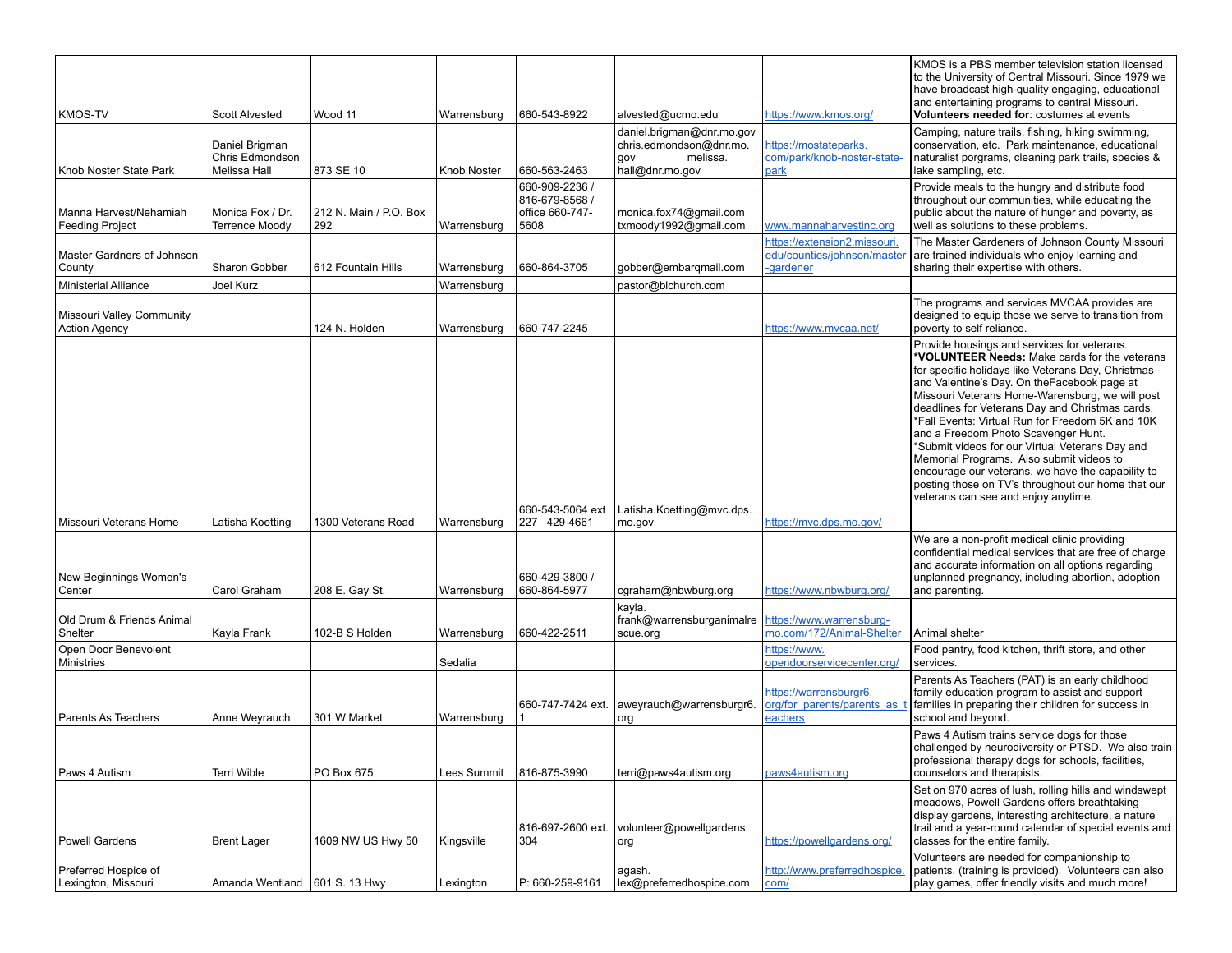| | | | | | | | |
|---|---|---|---|---|---|---|---|
| KMOS-TV | Scott Alvested | Wood 11 | Warrensburg | 660-543-8922 | alvested@ucmo.edu | https://www.kmos.org/ | KMOS is a PBS member television station licensed to the University of Central Missouri. Since 1979 we have broadcast high-quality engaging, educational and entertaining programs to central Missouri. **Volunteers needed for**: costumes at events |
| Knob Noster State Park | Daniel Brigman Chris Edmondson Melissa Hall | 873 SE 10 | Knob Noster | 660-563-2463 | daniel.brigman@dnr.mo.gov chris.edmondson@dnr.mo.gov melissa.hall@dnr.mo.gov | https://mostateparks.com/park/knob-noster-state-park | Camping, nature trails, fishing, hiking swimming, conservation, etc. Park maintenance, educational naturalist porgrams, cleaning park trails, species & lake sampling, etc. |
| Manna Harvest/Nehamiah Feeding Project | Monica Fox / Dr. Terrence Moody | 212 N. Main / P.O. Box 292 | Warrensburg | 660-909-2236 / 816-679-8568 / office 660-747-5608 | monica.fox74@gmail.com txmoody1992@gmail.com | www.mannaharvestinc.org | Provide meals to the hungry and distribute food throughout our communities, while educating the public about the nature of hunger and poverty, as well as solutions to these problems. |
| Master Gardners of Johnson County | Sharon Gobber | 612 Fountain Hills | Warrensburg | 660-864-3705 | gobber@embarqmail.com | https://extension2.missouri.edu/counties/johnson/master-gardener | The Master Gardeners of Johnson County Missouri are trained individuals who enjoy learning and sharing their expertise with others. |
| Ministerial Alliance | Joel Kurz | | Warrensburg | | pastor@blchurch.com | | |
| Missouri Valley Community Action Agency | | 124 N. Holden | Warrensburg | 660-747-2245 | | https://www.mvcaa.net/ | The programs and services MVCAA provides are designed to equip those we serve to transition from poverty to self reliance. |
| Missouri Veterans Home | Latisha Koetting | 1300 Veterans Road | Warrensburg | 660-543-5064 ext 227 429-4661 | Latisha.Koetting@mvc.dps.mo.gov | https://mvc.dps.mo.gov/ | Provide housings and services for veterans. *__VOLUNTEER Needs:__ Make cards for the veterans for specific holidays like Veterans Day, Christmas and Valentine's Day. On theFacebook page at Missouri Veterans Home-Warensburg, we will post deadlines for Veterans Day and Christmas cards. *Fall Events: Virtual Run for Freedom 5K and 10K and a Freedom Photo Scavenger Hunt. *Submit videos for our Virtual Veterans Day and Memorial Programs. Also submit videos to encourage our veterans, we have the capability to posting those on TV's throughout our home that our veterans can see and enjoy anytime. |
| New Beginnings Women's Center | Carol Graham | 208 E. Gay St. | Warrensburg | 660-429-3800 / 660-864-5977 | cgraham@nbwburg.org | https://www.nbwburg.org/ | We are a non-profit medical clinic providing confidential medical services that are free of charge and accurate information on all options regarding unplanned pregnancy, including abortion, adoption and parenting. |
| Old Drum & Friends Animal Shelter | Kayla Frank | 102-B S Holden | Warrensburg | 660-422-2511 | kayla.frank@warrensburganimalrescue.org | https://www.warrensburg-mo.com/172/Animal-Shelter | Animal shelter |
| Open Door Benevolent Ministries | | | Sedalia | | | https://www.opendoorservicecenter.org/ | Food pantry, food kitchen, thrift store, and other services. |
| Parents As Teachers | Anne Weyrauch | 301 W Market | Warrensburg | 660-747-7424 ext. 1 | aweyrauch@warrensburgr6.org | https://warrensburgr6.org/for_parents/parents_as_teachers | Parents As Teachers (PAT) is an early childhood family education program to assist and support families in preparing their children for success in school and beyond. |
| Paws 4 Autism | Terri Wible | PO Box 675 | Lees Summit | 816-875-3990 | terri@paws4autism.org | paws4autism.org | Paws 4 Autism trains service dogs for those challenged by neurodiversity or PTSD. We also train professional therapy dogs for schools, facilities, counselors and therapists. |
| Powell Gardens | Brent Lager | 1609 NW US Hwy 50 | Kingsville | 816-697-2600 ext. 304 | volunteer@powellgardens.org | https://powellgardens.org/ | Set on 970 acres of lush, rolling hills and windswept meadows, Powell Gardens offers breathtaking display gardens, interesting architecture, a nature trail and a year-round calendar of special events and classes for the entire family. |
| Preferred Hospice of Lexington, Missouri | Amanda Wentland | 601 S. 13 Hwy | Lexington | P: 660-259-9161 | agash.lex@preferredhospice.com | http://www.preferredhospice.com/ | Volunteers are needed for companionship to patients. (training is provided). Volunteers can also play games, offer friendly visits and much more! |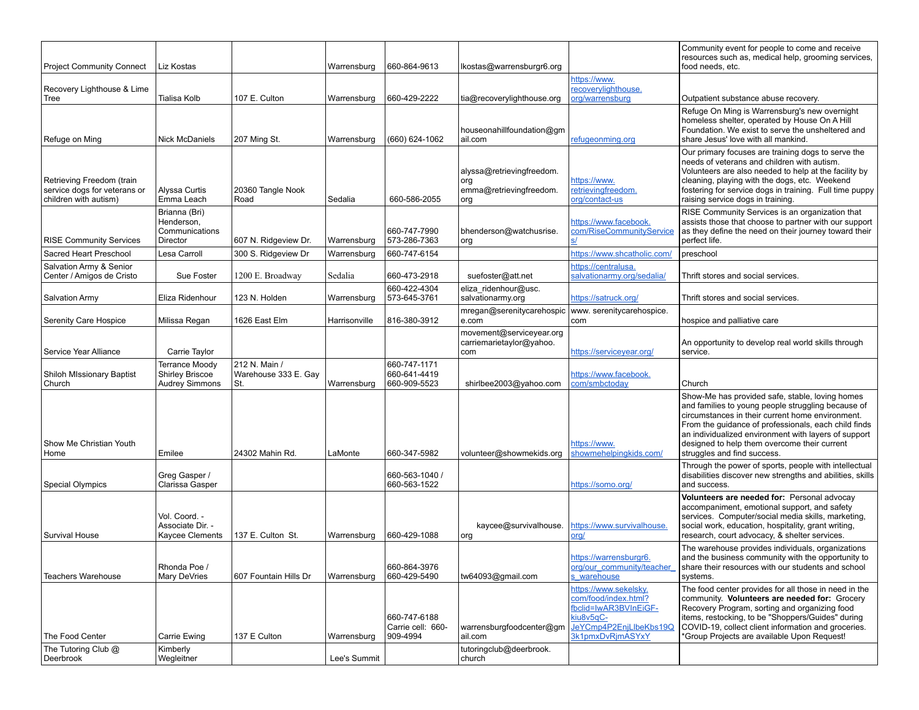| | | | | | | | |
|---|---|---|---|---|---|---|---|
| Project Community Connect | Liz Kostas | | Warrensburg | 660-864-9613 | lkostas@warrensburgr6.org | | Community event for people to come and receive resources such as, medical help, grooming services, food needs, etc. |
| Recovery Lighthouse & Lime Tree | Tialisa Kolb | 107 E. Culton | Warrensburg | 660-429-2222 | tia@recoverylighthouse.org | https://www.recoverylighthouse.org/warrensburg | Outpatient substance abuse recovery. |
| Refuge on Ming | Nick McDaniels | 207 Ming St. | Warrensburg | (660) 624-1062 | houseonahillfoundation@gmail.com | refugeonming.org | Refuge On Ming is Warrensburg's new overnight homeless shelter, operated by House On A Hill Foundation. We exist to serve the unsheltered and share Jesus' love with all mankind. |
| Retrieving Freedom (train service dogs for veterans or children with autism) | Alyssa Curtis<br>Emma Leach | 20360 Tangle Nook Road | Sedalia | 660-586-2055 | alyssa@retrievingfreedom.org<br>emma@retrievingfreedom.org | https://www.retrievingfreedom.org/contact-us | Our primary focuses are training dogs to serve the needs of veterans and children with autism. Volunteers are also needed to help at the facility by cleaning, playing with the dogs, etc. Weekend fostering for service dogs in training. Full time puppy raising service dogs in training. |
| RISE Community Services | Brianna (Bri) Henderson, Communications Director | 607 N. Ridgeview Dr. | Warrensburg | 660-747-7990<br>573-286-7363 | bhenderson@watchusrise.org | https://www.facebook.com/RiseCommunityServices/ | RISE Community Services is an organization that assists those that choose to partner with our support as they define the need on their journey toward their perfect life. |
| Sacred Heart Preschool | Lesa Carroll | 300 S. Ridgeview Dr | Warrensburg | 660-747-6154 | | https://www.shcatholic.com/ | preschool |
| Salvation Army & Senior Center / Amigos de Cristo | Sue Foster | 1200 E. Broadway | Sedalia | 660-473-2918 | suefoster@att.net | https://centralusa.salvationarmy.org/sedalia/ | Thrift stores and social services. |
| Salvation Army | Eliza Ridenhour | 123 N. Holden | Warrensburg | 660-422-4304<br>573-645-3761 | eliza_ridenhour@usc.salvationarmy.org | https://satruck.org/ | Thrift stores and social services. |
| Serenity Care Hospice | Milissa Regan | 1626 East Elm | Harrisonville | 816-380-3912 | mregan@serenitycarehospice.com | www. serenitycarehospice.com | hospice and palliative care |
| Service Year Alliance | Carrie Taylor | | | | movement@serviceyear.org<br>carriemarietaylor@yahoo.com | https://serviceyear.org/ | An opportunity to develop real world skills through service. |
| Shiloh MIssionary Baptist Church | Terrance Moody<br>Shirley Briscoe<br>Audrey Simmons | 212 N. Main / Warehouse 333 E. Gay St. | Warrensburg | 660-747-1171<br>660-641-4419<br>660-909-5523 | shirlbee2003@yahoo.com | https://www.facebook.com/smbctoday | Church |
| Show Me Christian Youth Home | Emilee | 24302 Mahin Rd. | LaMonte | 660-347-5982 | volunteer@showmekids.org | https://www.showmehelpingkids.com/ | Show-Me has provided safe, stable, loving homes and families to young people struggling because of circumstances in their current home environment. From the guidance of professionals, each child finds an individualized environment with layers of support designed to help them overcome their current struggles and find success. |
| Special Olympics | Greg Gasper / Clarissa Gasper | | | 660-563-1040 / 660-563-1522 | | https://somo.org/ | Through the power of sports, people with intellectual disabilities discover new strengths and abilities, skills and success. |
| Survival House | Vol. Coord. - Associate Dir. - Kaycee Clements | 137 E. Culton St. | Warrensburg | 660-429-1088 | kaycee@survivalhouse.org | https://www.survivalhouse.org/ | **Volunteers are needed for:** Personal advocay accompaniment, emotional support, and safety services. Computer/social media skills, marketing, social work, education, hospitality, grant writing, research, court advocacy, & shelter services. |
| Teachers Warehouse | Rhonda Poe / Mary DeVries | 607 Fountain Hills Dr | Warrensburg | 660-864-3976<br>660-429-5490 | tw64093@gmail.com | https://warrensburgr6.org/our_community/teacher_s_warehouse | The warehouse provides individuals, organizations and the business community with the opportunity to share their resources with our students and school systems. |
| The Food Center | Carrie Ewing | 137 E Culton | Warrensburg | 660-747-6188<br>Carrie cell: 660-909-4994 | warrensburgfoodcenter@gmail.com | https://www.sekelsky.com/food/index.html?fbclid=IwAR3BVInEiGF-kiu8v5qC-JeYCmp4P2EnjLlbeKbs19Q3k1pmxDvRjmASYxY | The food center provides for all those in need in the community. **Volunteers are needed for:** Grocery Recovery Program, sorting and organizing food items, restocking, to be "Shoppers/Guides" during COVID-19, collect client information and groceries. *Group Projects are available Upon Request! |
| The Tutoring Club @ Deerbrook | Kimberly Wegleitner | | Lee's Summit | | tutoringclub@deerbrook.church | | |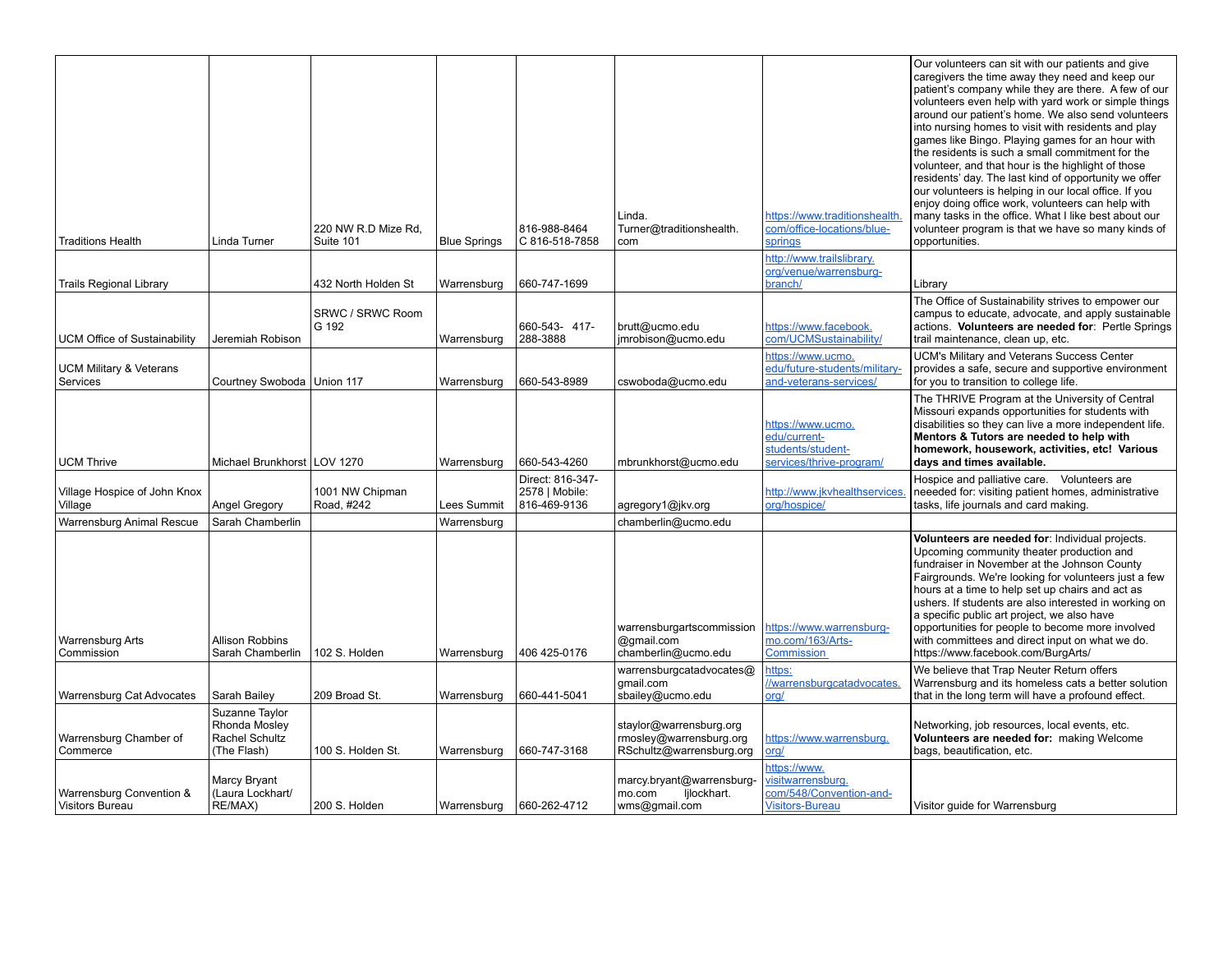| | | | | | | | |
|---|---|---|---|---|---|---|---|
| Traditions Health | Linda Turner | 220 NW R.D Mize Rd, Suite 101 | Blue Springs | 816-988-8464 C 816-518-7858 | Linda. Turner@traditionshealth. com | https://www.traditionshealth.com/office-locations/blue-springs | Our volunteers can sit with our patients and give caregivers the time away they need and keep our patient's company while they are there. A few of our volunteers even help with yard work or simple things around our patient's home. We also send volunteers into nursing homes to visit with residents and play games like Bingo. Playing games for an hour with the residents is such a small commitment for the volunteer, and that hour is the highlight of those residents' day. The last kind of opportunity we offer our volunteers is helping in our local office. If you enjoy doing office work, volunteers can help with many tasks in the office. What I like best about our volunteer program is that we have so many kinds of opportunities. |
| Trails Regional Library | | 432 North Holden St | Warrensburg | 660-747-1699 | | http://www.trailslibrary.org/venue/warrensburg-branch/ | Library |
| UCM Office of Sustainability | Jeremiah Robison | SRWC / SRWC Room G 192 | Warrensburg | 660-543- 417-288-3888 | brutt@ucmo.edu jmrobison@ucmo.edu | https://www.facebook.com/UCMSustainability/ | The Office of Sustainability strives to empower our campus to educate, advocate, and apply sustainable actions. **Volunteers are needed for**: Pertle Springs trail maintenance, clean up, etc. |
| UCM Military & Veterans Services | Courtney Swoboda | Union 117 | Warrensburg | 660-543-8989 | cswoboda@ucmo.edu | https://www.ucmo.edu/future-students/military-and-veterans-services/ | UCM's Military and Veterans Success Center provides a safe, secure and supportive environment for you to transition to college life. |
| UCM Thrive | Michael Brunkhorst | LOV 1270 | Warrensburg | 660-543-4260 | mbrunkhorst@ucmo.edu | https://www.ucmo.edu/current-students/student-services/thrive-program/ | The THRIVE Program at the University of Central Missouri expands opportunities for students with disabilities so they can live a more independent life. **Mentors & Tutors are needed to help with homework, housework, activities, etc! Various days and times available.** |
| Village Hospice of John Knox Village | Angel Gregory | 1001 NW Chipman Road, #242 | Lees Summit | Direct: 816-347-2578 \| Mobile: 816-469-9136 | agregory1@jkv.org | http://www.jkvhealthservices.org/hospice/ | Hospice and palliative care. Volunteers are neeeded for: visiting patient homes, administrative tasks, life journals and card making. |
| Warrensburg Animal Rescue | Sarah Chamberlin | | Warrensburg | | chamberlin@ucmo.edu | | |
| Warrensburg Arts Commission | Allison Robbins Sarah Chamberlin | 102 S. Holden | Warrensburg | 406 425-0176 | warrensburgartscommission @gmail.com chamberlin@ucmo.edu | https://www.warrensburg-mo.com/163/Arts-Commission | **Volunteers are needed for**: Individual projects. Upcoming community theater production and fundraiser in November at the Johnson County Fairgrounds. We're looking for volunteers just a few hours at a time to help set up chairs and act as ushers. If students are also interested in working on a specific public art project, we also have opportunities for people to become more involved with committees and direct input on what we do. https://www.facebook.com/BurgArts/ |
| Warrensburg Cat Advocates | Sarah Bailey | 209 Broad St. | Warrensburg | 660-441-5041 | warrensburgcatadvocates@gmail.com sbailey@ucmo.edu | https://warrensburgcatadvocates.org/ | We believe that Trap Neuter Return offers Warrensburg and its homeless cats a better solution that in the long term will have a profound effect. |
| Warrensburg Chamber of Commerce | Suzanne Taylor Rhonda Mosley Rachel Schultz (The Flash) | 100 S. Holden St. | Warrensburg | 660-747-3168 | staylor@warrensburg.org rmosley@warrensburg.org RSchultz@warrensburg.org | https://www.warrensburg.org/ | Networking, job resources, local events, etc. **Volunteers are needed for:** making Welcome bags, beautification, etc. |
| Warrensburg Convention & Visitors Bureau | Marcy Bryant (Laura Lockhart/ RE/MAX) | 200 S. Holden | Warrensburg | 660-262-4712 | marcy.bryant@warrensburg-mo.com ljlockhart.wms@gmail.com | https://www.visitwarrensburg.com/548/Convention-and-Visitors-Bureau | Visitor guide for Warrensburg |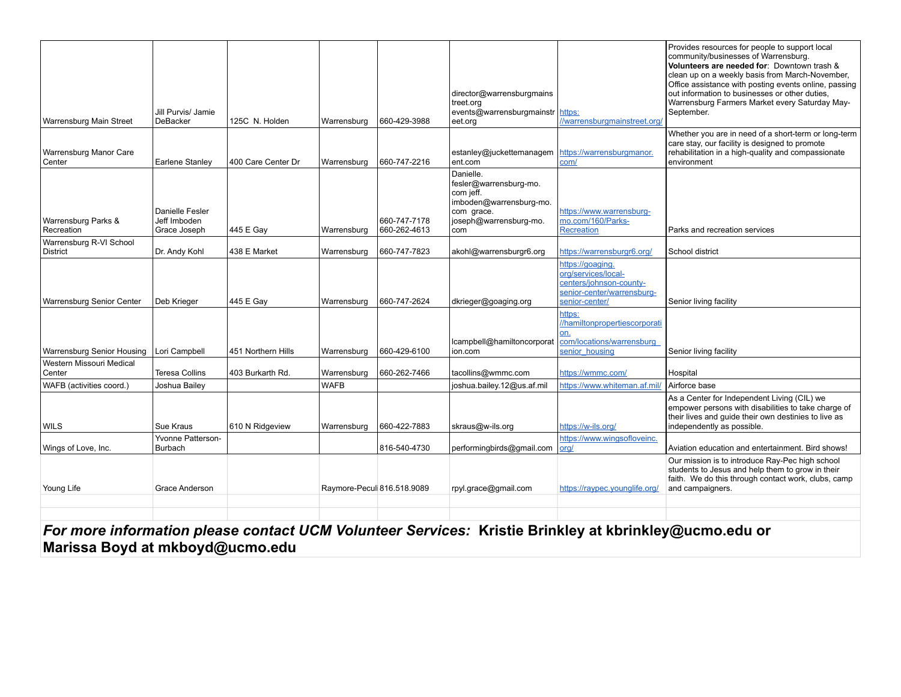| | | | | | | | |
|---|---|---|---|---|---|---|---|
| Warrensburg Main Street | Jill Purvis/ Jamie DeBacker | 125C N. Holden | Warrensburg | 660-429-3988 | director@warrensburgmainstreet.org events@warrensburgmainstreet.org | https://warrensburgmainstreet.org/ | Provides resources for people to support local community/businesses of Warrensburg. **Volunteers are needed for**: Downtown trash & clean up on a weekly basis from March-November, Office assistance with posting events online, passing out information to businesses or other duties, Warrensburg Farmers Market every Saturday May-September. |
| Warrensburg Manor Care Center | Earlene Stanley | 400 Care Center Dr | Warrensburg | 660-747-2216 | estanley@juckettemanagement.com | https://warrensburgmanor.com/ | Whether you are in need of a short-term or long-term care stay, our facility is designed to promote rehabilitation in a high-quality and compassionate environment |
| Warrensburg Parks & Recreation | Danielle Fesler Jeff Imboden Grace Joseph | 445 E Gay | Warrensburg | 660-747-7178 660-262-4613 | Danielle.fesler@warrensburg-mo.com jeff.imboden@warrensburg-mo.com grace.joseph@warrensburg-mo.com | https://www.warrensburg-mo.com/160/Parks-Recreation | Parks and recreation services |
| Warrensburg R-VI School District | Dr. Andy Kohl | 438 E Market | Warrensburg | 660-747-7823 | akohl@warrensburgr6.org | https://warrensburgr6.org/ | School district |
| Warrensburg Senior Center | Deb Krieger | 445 E Gay | Warrensburg | 660-747-2624 | dkrieger@goaging.org | https://goaging.org/services/local-centers/johnson-county-senior-center/warrensburg-senior-center/ | Senior living facility |
| Warrensburg Senior Housing | Lori Campbell | 451 Northern Hills | Warrensburg | 660-429-6100 | lcampbell@hamiltoncorporation.com | https://hamiltonpropertiescorporation.com/locations/warrensburg_senior_housing | Senior living facility |
| Western Missouri Medical Center | Teresa Collins | 403 Burkarth Rd. | Warrensburg | 660-262-7466 | tacollins@wmmc.com | https://wmmc.com/ | Hospital |
| WAFB (activities coord.) | Joshua Bailey | | WAFB | | joshua.bailey.12@us.af.mil | https://www.whiteman.af.mil/ | Airforce base |
| WILS | Sue Kraus | 610 N Ridgeview | Warrensburg | 660-422-7883 | skraus@w-ils.org | https://w-ils.org/ | As a Center for Independent Living (CIL) we empower persons with disabilities to take charge of their lives and guide their own destinies to live as independently as possible. |
| Wings of Love, Inc. | Yvonne Patterson-Burbach | | | 816-540-4730 | performingbirds@gmail.com | https://www.wingsofloveinc.org/ | Aviation education and entertainment. Bird shows! |
| Young Life | Grace Anderson | | Raymore-Peculi | 816.518.9089 | rpyl.grace@gmail.com | https://raypec.younglife.org/ | Our mission is to introduce Ray-Pec high school students to Jesus and help them to grow in their faith. We do this through contact work, clubs, camp and campaigners. |

***For more information please contact UCM Volunteer Services:*** **Kristie Brinkley at kbrinkley@ucmo.edu or Marissa Boyd at mkboyd@ucmo.edu**